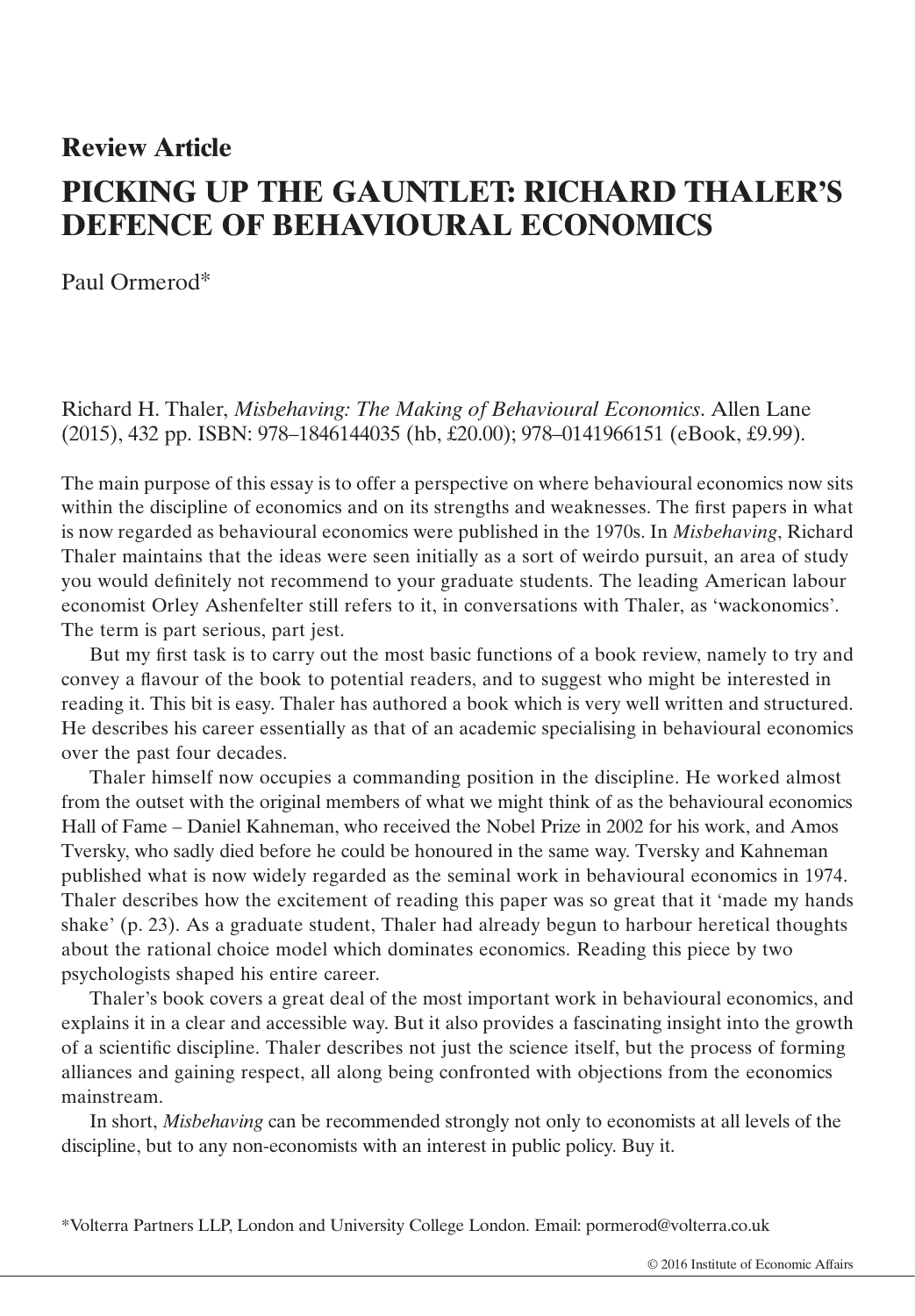**Review Article**

# PICKING UP THE GAUNTLET: RICHARD THALER'S DEFENCE OF BEHAVIOURAL ECONOMICS

Paul Ormerod*

Richard H. Thaler, *Misbehaving: The Making of Behavioural Economics*. Allen Lane (2015), 432 pp. ISBN: 978–1846144035 (hb, £20.00); 978–0141966151 (eBook, £9.99).

The main purpose of this essay is to offer a perspective on where behavioural economics now sits within the discipline of economics and on its strengths and weaknesses. The first papers in what is now regarded as behavioural economics were published in the 1970s. In *Misbehaving*, Richard Thaler maintains that the ideas were seen initially as a sort of weirdo pursuit, an area of study you would definitely not recommend to your graduate students. The leading American labour economist Orley Ashenfelter still refers to it, in conversations with Thaler, as 'wackonomics'. The term is part serious, part jest.

But my first task is to carry out the most basic functions of a book review, namely to try and convey a flavour of the book to potential readers, and to suggest who might be interested in reading it. This bit is easy. Thaler has authored a book which is very well written and structured. He describes his career essentially as that of an academic specialising in behavioural economics over the past four decades.

Thaler himself now occupies a commanding position in the discipline. He worked almost from the outset with the original members of what we might think of as the behavioural economics Hall of Fame – Daniel Kahneman, who received the Nobel Prize in 2002 for his work, and Amos Tversky, who sadly died before he could be honoured in the same way. Tversky and Kahneman published what is now widely regarded as the seminal work in behavioural economics in 1974. Thaler describes how the excitement of reading this paper was so great that it 'made my hands shake' (p. 23). As a graduate student, Thaler had already begun to harbour heretical thoughts about the rational choice model which dominates economics. Reading this piece by two psychologists shaped his entire career.

Thaler's book covers a great deal of the most important work in behavioural economics, and explains it in a clear and accessible way. But it also provides a fascinating insight into the growth of a scientific discipline. Thaler describes not just the science itself, but the process of forming alliances and gaining respect, all along being confronted with objections from the economics mainstream.

In short, *Misbehaving* can be recommended strongly not only to economists at all levels of the discipline, but to any non-economists with an interest in public policy. Buy it.

*Volterra Partners LLP, London and University College London. Email: pormerod@volterra.co.uk

© 2016 Institute of Economic Affairs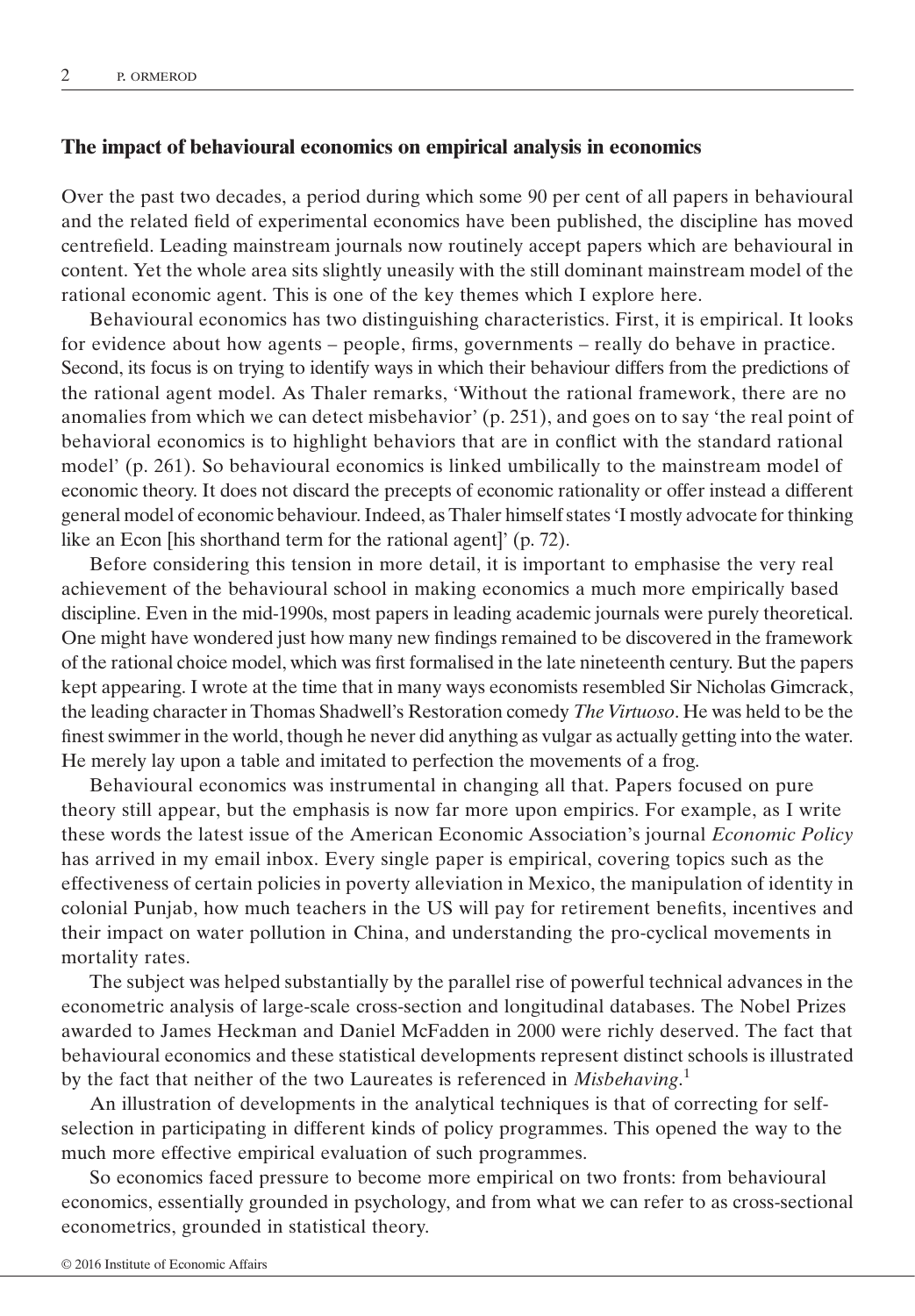## The impact of behavioural economics on empirical analysis in economics

Over the past two decades, a period during which some 90 per cent of all papers in behavioural and the related field of experimental economics have been published, the discipline has moved centrefield. Leading mainstream journals now routinely accept papers which are behavioural in content. Yet the whole area sits slightly uneasily with the still dominant mainstream model of the rational economic agent. This is one of the key themes which I explore here.

Behavioural economics has two distinguishing characteristics. First, it is empirical. It looks for evidence about how agents – people, firms, governments – really do behave in practice. Second, its focus is on trying to identify ways in which their behaviour differs from the predictions of the rational agent model. As Thaler remarks, 'Without the rational framework, there are no anomalies from which we can detect misbehavior' (p. 251), and goes on to say 'the real point of behavioral economics is to highlight behaviors that are in conflict with the standard rational model' (p. 261). So behavioural economics is linked umbilically to the mainstream model of economic theory. It does not discard the precepts of economic rationality or offer instead a different general model of economic behaviour. Indeed, as Thaler himself states 'I mostly advocate for thinking like an Econ [his shorthand term for the rational agent]' (p. 72).

Before considering this tension in more detail, it is important to emphasise the very real achievement of the behavioural school in making economics a much more empirically based discipline. Even in the mid-1990s, most papers in leading academic journals were purely theoretical. One might have wondered just how many new findings remained to be discovered in the framework of the rational choice model, which was first formalised in the late nineteenth century. But the papers kept appearing. I wrote at the time that in many ways economists resembled Sir Nicholas Gimcrack, the leading character in Thomas Shadwell's Restoration comedy *The Virtuoso*. He was held to be the finest swimmer in the world, though he never did anything as vulgar as actually getting into the water. He merely lay upon a table and imitated to perfection the movements of a frog.

Behavioural economics was instrumental in changing all that. Papers focused on pure theory still appear, but the emphasis is now far more upon empirics. For example, as I write these words the latest issue of the American Economic Association's journal *Economic Policy* has arrived in my email inbox. Every single paper is empirical, covering topics such as the effectiveness of certain policies in poverty alleviation in Mexico, the manipulation of identity in colonial Punjab, how much teachers in the US will pay for retirement benefits, incentives and their impact on water pollution in China, and understanding the pro-cyclical movements in mortality rates.

The subject was helped substantially by the parallel rise of powerful technical advances in the econometric analysis of large-scale cross-section and longitudinal databases. The Nobel Prizes awarded to James Heckman and Daniel McFadden in 2000 were richly deserved. The fact that behavioural economics and these statistical developments represent distinct schools is illustrated by the fact that neither of the two Laureates is referenced in *Misbehaving*.[1]

An illustration of developments in the analytical techniques is that of correcting for self-selection in participating in different kinds of policy programmes. This opened the way to the much more effective empirical evaluation of such programmes.

So economics faced pressure to become more empirical on two fronts: from behavioural economics, essentially grounded in psychology, and from what we can refer to as cross-sectional econometrics, grounded in statistical theory.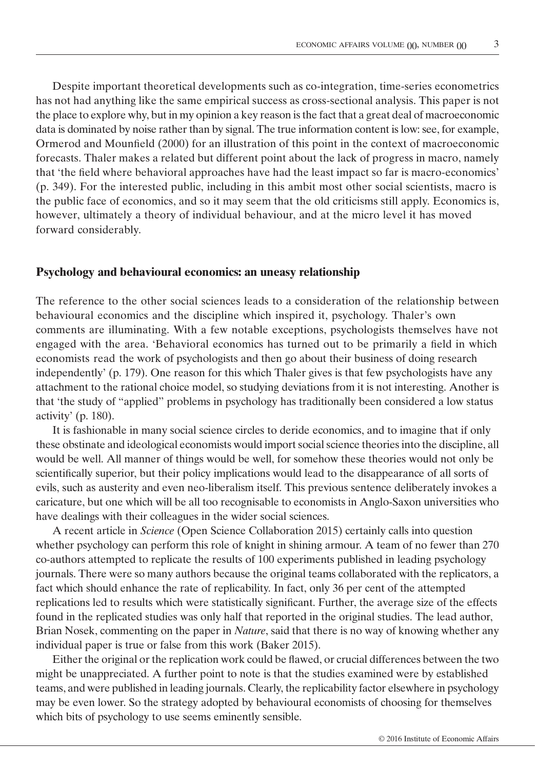Despite important theoretical developments such as co-integration, time-series econometrics has not had anything like the same empirical success as cross-sectional analysis. This paper is not the place to explore why, but in my opinion a key reason is the fact that a great deal of macroeconomic data is dominated by noise rather than by signal. The true information content is low: see, for example, Ormerod and Mounfield (2000) for an illustration of this point in the context of macroeconomic forecasts. Thaler makes a related but different point about the lack of progress in macro, namely that 'the field where behavioral approaches have had the least impact so far is macro-economics' (p. 349). For the interested public, including in this ambit most other social scientists, macro is the public face of economics, and so it may seem that the old criticisms still apply. Economics is, however, ultimately a theory of individual behaviour, and at the micro level it has moved forward considerably.

## Psychology and behavioural economics: an uneasy relationship

The reference to the other social sciences leads to a consideration of the relationship between behavioural economics and the discipline which inspired it, psychology. Thaler's own comments are illuminating. With a few notable exceptions, psychologists themselves have not engaged with the area. 'Behavioral economics has turned out to be primarily a field in which economists read the work of psychologists and then go about their business of doing research independently' (p. 179). One reason for this which Thaler gives is that few psychologists have any attachment to the rational choice model, so studying deviations from it is not interesting. Another is that 'the study of "applied" problems in psychology has traditionally been considered a low status activity' (p. 180).

It is fashionable in many social science circles to deride economics, and to imagine that if only these obstinate and ideological economists would import social science theories into the discipline, all would be well. All manner of things would be well, for somehow these theories would not only be scientifically superior, but their policy implications would lead to the disappearance of all sorts of evils, such as austerity and even neo-liberalism itself. This previous sentence deliberately invokes a caricature, but one which will be all too recognisable to economists in Anglo-Saxon universities who have dealings with their colleagues in the wider social sciences.

A recent article in *Science* (Open Science Collaboration 2015) certainly calls into question whether psychology can perform this role of knight in shining armour. A team of no fewer than 270 co-authors attempted to replicate the results of 100 experiments published in leading psychology journals. There were so many authors because the original teams collaborated with the replicators, a fact which should enhance the rate of replicability. In fact, only 36 per cent of the attempted replications led to results which were statistically significant. Further, the average size of the effects found in the replicated studies was only half that reported in the original studies. The lead author, Brian Nosek, commenting on the paper in *Nature*, said that there is no way of knowing whether any individual paper is true or false from this work (Baker 2015).

Either the original or the replication work could be flawed, or crucial differences between the two might be unappreciated. A further point to note is that the studies examined were by established teams, and were published in leading journals. Clearly, the replicability factor elsewhere in psychology may be even lower. So the strategy adopted by behavioural economists of choosing for themselves which bits of psychology to use seems eminently sensible.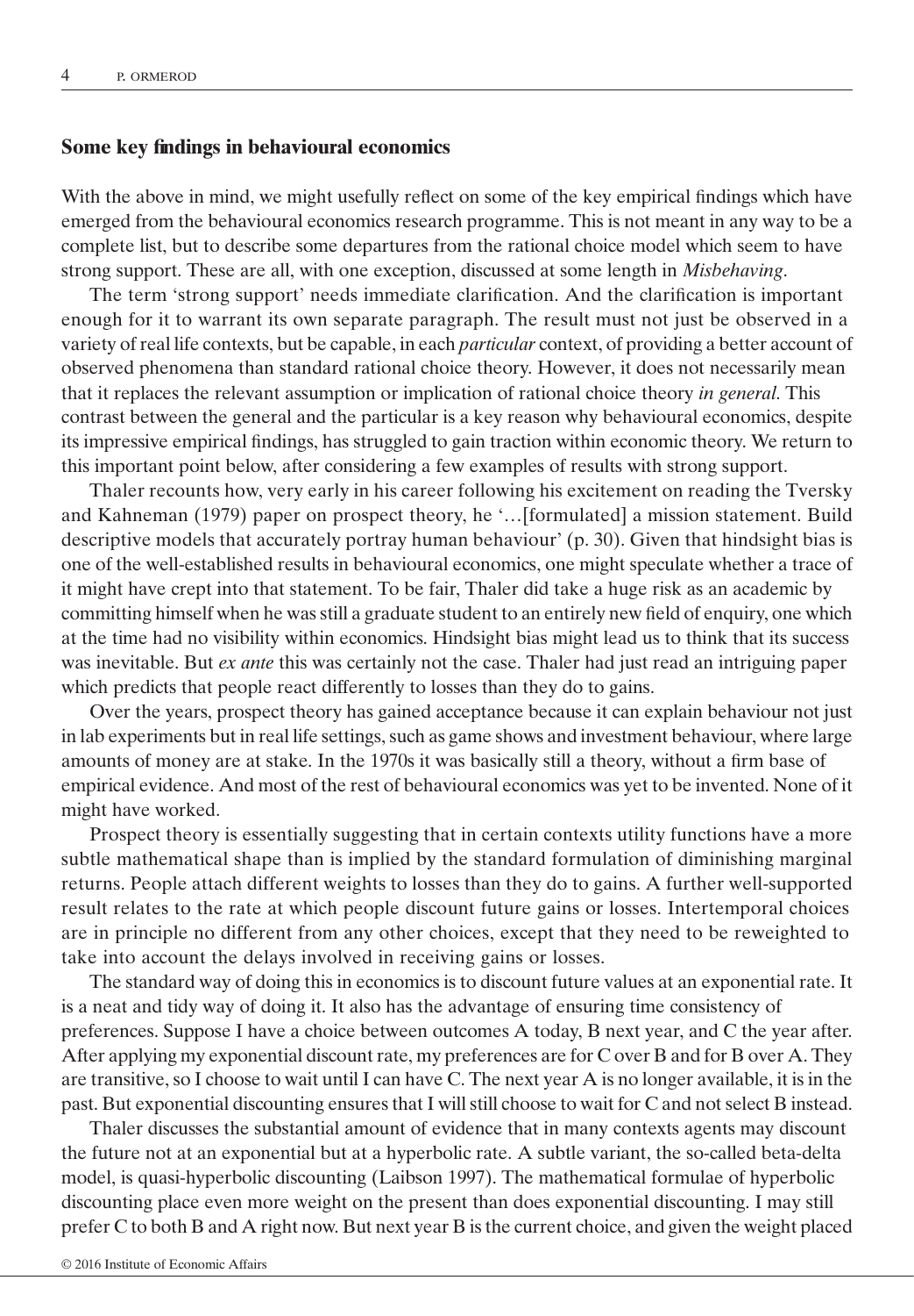## Some key findings in behavioural economics

With the above in mind, we might usefully reflect on some of the key empirical findings which have emerged from the behavioural economics research programme. This is not meant in any way to be a complete list, but to describe some departures from the rational choice model which seem to have strong support. These are all, with one exception, discussed at some length in *Misbehaving*.

The term 'strong support' needs immediate clarification. And the clarification is important enough for it to warrant its own separate paragraph. The result must not just be observed in a variety of real life contexts, but be capable, in each *particular* context, of providing a better account of observed phenomena than standard rational choice theory. However, it does not necessarily mean that it replaces the relevant assumption or implication of rational choice theory *in general*. This contrast between the general and the particular is a key reason why behavioural economics, despite its impressive empirical findings, has struggled to gain traction within economic theory. We return to this important point below, after considering a few examples of results with strong support.

Thaler recounts how, very early in his career following his excitement on reading the Tversky and Kahneman (1979) paper on prospect theory, he '…[formulated] a mission statement. Build descriptive models that accurately portray human behaviour' (p. 30). Given that hindsight bias is one of the well-established results in behavioural economics, one might speculate whether a trace of it might have crept into that statement. To be fair, Thaler did take a huge risk as an academic by committing himself when he was still a graduate student to an entirely new field of enquiry, one which at the time had no visibility within economics. Hindsight bias might lead us to think that its success was inevitable. But *ex ante* this was certainly not the case. Thaler had just read an intriguing paper which predicts that people react differently to losses than they do to gains.

Over the years, prospect theory has gained acceptance because it can explain behaviour not just in lab experiments but in real life settings, such as game shows and investment behaviour, where large amounts of money are at stake. In the 1970s it was basically still a theory, without a firm base of empirical evidence. And most of the rest of behavioural economics was yet to be invented. None of it might have worked.

Prospect theory is essentially suggesting that in certain contexts utility functions have a more subtle mathematical shape than is implied by the standard formulation of diminishing marginal returns. People attach different weights to losses than they do to gains. A further well-supported result relates to the rate at which people discount future gains or losses. Intertemporal choices are in principle no different from any other choices, except that they need to be reweighted to take into account the delays involved in receiving gains or losses.

The standard way of doing this in economics is to discount future values at an exponential rate. It is a neat and tidy way of doing it. It also has the advantage of ensuring time consistency of preferences. Suppose I have a choice between outcomes A today, B next year, and C the year after. After applying my exponential discount rate, my preferences are for C over B and for B over A. They are transitive, so I choose to wait until I can have C. The next year A is no longer available, it is in the past. But exponential discounting ensures that I will still choose to wait for C and not select B instead.

Thaler discusses the substantial amount of evidence that in many contexts agents may discount the future not at an exponential but at a hyperbolic rate. A subtle variant, the so-called beta-delta model, is quasi-hyperbolic discounting (Laibson 1997). The mathematical formulae of hyperbolic discounting place even more weight on the present than does exponential discounting. I may still prefer C to both B and A right now. But next year B is the current choice, and given the weight placed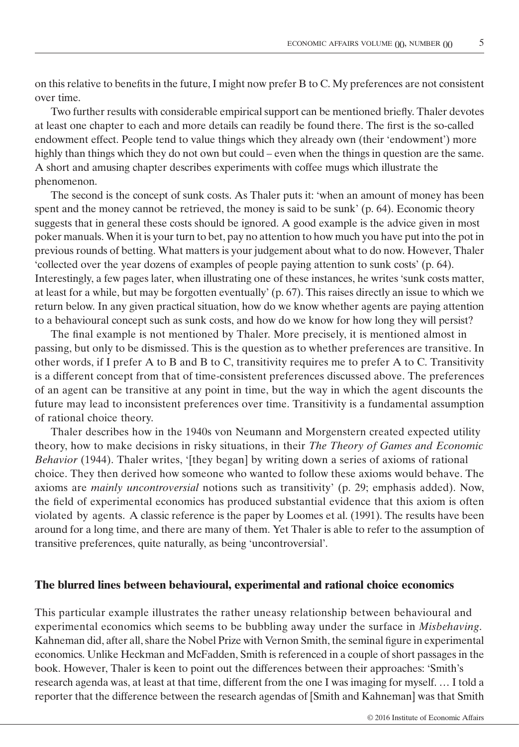on this relative to benefits in the future, I might now prefer B to C. My preferences are not consistent over time.

Two further results with considerable empirical support can be mentioned briefly. Thaler devotes at least one chapter to each and more details can readily be found there. The first is the so-called endowment effect. People tend to value things which they already own (their 'endowment') more highly than things which they do not own but could – even when the things in question are the same. A short and amusing chapter describes experiments with coffee mugs which illustrate the phenomenon.

The second is the concept of sunk costs. As Thaler puts it: 'when an amount of money has been spent and the money cannot be retrieved, the money is said to be sunk' (p. 64). Economic theory suggests that in general these costs should be ignored. A good example is the advice given in most poker manuals. When it is your turn to bet, pay no attention to how much you have put into the pot in previous rounds of betting. What matters is your judgement about what to do now. However, Thaler 'collected over the year dozens of examples of people paying attention to sunk costs' (p. 64). Interestingly, a few pages later, when illustrating one of these instances, he writes 'sunk costs matter, at least for a while, but may be forgotten eventually' (p. 67). This raises directly an issue to which we return below. In any given practical situation, how do we know whether agents are paying attention to a behavioural concept such as sunk costs, and how do we know for how long they will persist?

The final example is not mentioned by Thaler. More precisely, it is mentioned almost in passing, but only to be dismissed. This is the question as to whether preferences are transitive. In other words, if I prefer A to B and B to C, transitivity requires me to prefer A to C. Transitivity is a different concept from that of time-consistent preferences discussed above. The preferences of an agent can be transitive at any point in time, but the way in which the agent discounts the future may lead to inconsistent preferences over time. Transitivity is a fundamental assumption of rational choice theory.

Thaler describes how in the 1940s von Neumann and Morgenstern created expected utility theory, how to make decisions in risky situations, in their *The Theory of Games and Economic Behavior* (1944). Thaler writes, '[they began] by writing down a series of axioms of rational choice. They then derived how someone who wanted to follow these axioms would behave. The axioms are *mainly uncontroversial* notions such as transitivity' (p. 29; emphasis added). Now, the field of experimental economics has produced substantial evidence that this axiom is often violated by agents. A classic reference is the paper by Loomes et al. (1991). The results have been around for a long time, and there are many of them. Yet Thaler is able to refer to the assumption of transitive preferences, quite naturally, as being 'uncontroversial'.

## The blurred lines between behavioural, experimental and rational choice economics

This particular example illustrates the rather uneasy relationship between behavioural and experimental economics which seems to be bubbling away under the surface in *Misbehaving*. Kahneman did, after all, share the Nobel Prize with Vernon Smith, the seminal figure in experimental economics. Unlike Heckman and McFadden, Smith is referenced in a couple of short passages in the book. However, Thaler is keen to point out the differences between their approaches: 'Smith's research agenda was, at least at that time, different from the one I was imaging for myself. … I told a reporter that the difference between the research agendas of [Smith and Kahneman] was that Smith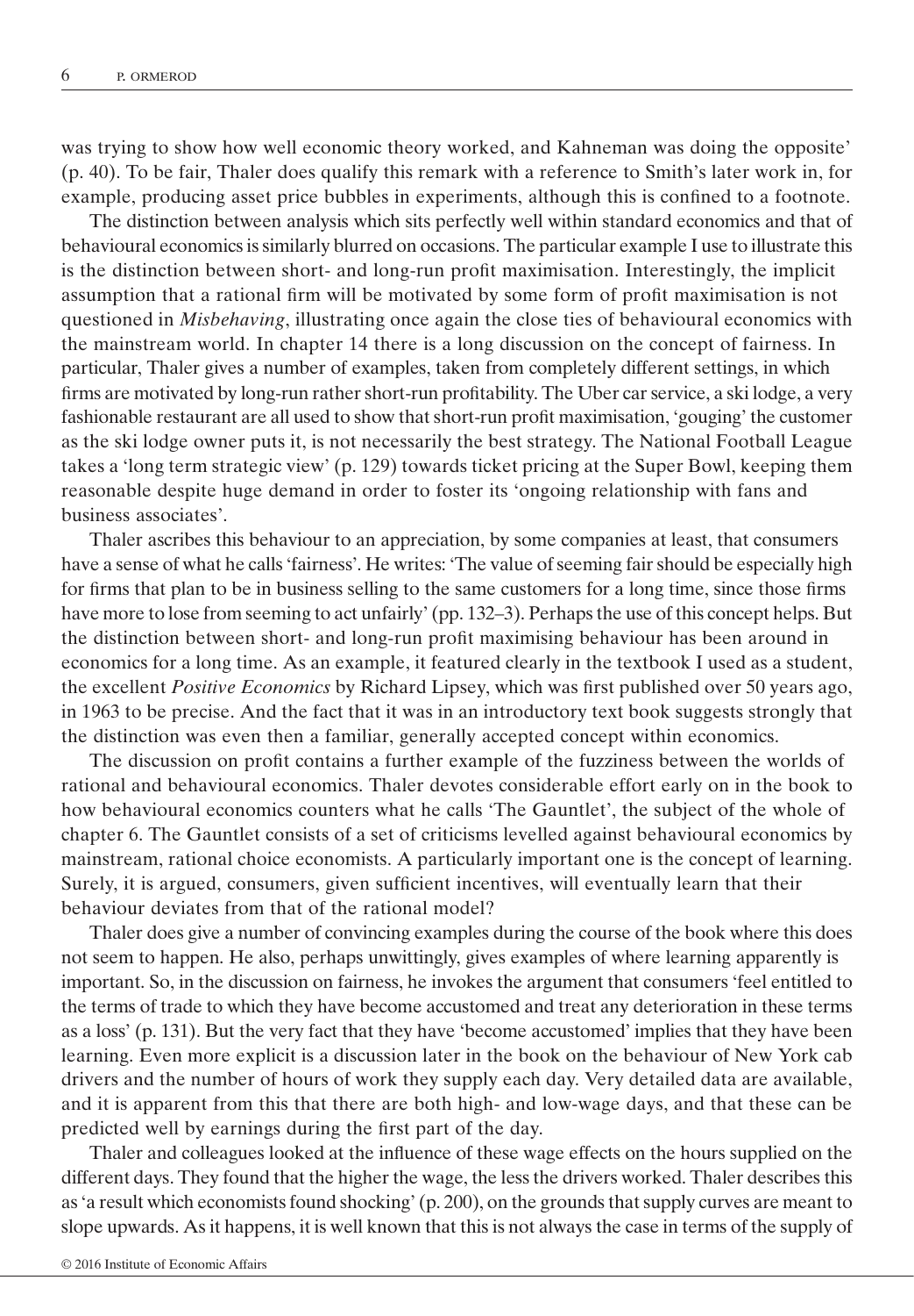was trying to show how well economic theory worked, and Kahneman was doing the opposite' (p. 40). To be fair, Thaler does qualify this remark with a reference to Smith's later work in, for example, producing asset price bubbles in experiments, although this is confined to a footnote.

The distinction between analysis which sits perfectly well within standard economics and that of behavioural economics is similarly blurred on occasions. The particular example I use to illustrate this is the distinction between short- and long-run profit maximisation. Interestingly, the implicit assumption that a rational firm will be motivated by some form of profit maximisation is not questioned in *Misbehaving*, illustrating once again the close ties of behavioural economics with the mainstream world. In chapter 14 there is a long discussion on the concept of fairness. In particular, Thaler gives a number of examples, taken from completely different settings, in which firms are motivated by long-run rather short-run profitability. The Uber car service, a ski lodge, a very fashionable restaurant are all used to show that short-run profit maximisation, 'gouging' the customer as the ski lodge owner puts it, is not necessarily the best strategy. The National Football League takes a 'long term strategic view' (p. 129) towards ticket pricing at the Super Bowl, keeping them reasonable despite huge demand in order to foster its 'ongoing relationship with fans and business associates'.

Thaler ascribes this behaviour to an appreciation, by some companies at least, that consumers have a sense of what he calls 'fairness'. He writes: 'The value of seeming fair should be especially high for firms that plan to be in business selling to the same customers for a long time, since those firms have more to lose from seeming to act unfairly' (pp. 132–3). Perhaps the use of this concept helps. But the distinction between short- and long-run profit maximising behaviour has been around in economics for a long time. As an example, it featured clearly in the textbook I used as a student, the excellent *Positive Economics* by Richard Lipsey, which was first published over 50 years ago, in 1963 to be precise. And the fact that it was in an introductory text book suggests strongly that the distinction was even then a familiar, generally accepted concept within economics.

The discussion on profit contains a further example of the fuzziness between the worlds of rational and behavioural economics. Thaler devotes considerable effort early on in the book to how behavioural economics counters what he calls 'The Gauntlet', the subject of the whole of chapter 6. The Gauntlet consists of a set of criticisms levelled against behavioural economics by mainstream, rational choice economists. A particularly important one is the concept of learning. Surely, it is argued, consumers, given sufficient incentives, will eventually learn that their behaviour deviates from that of the rational model?

Thaler does give a number of convincing examples during the course of the book where this does not seem to happen. He also, perhaps unwittingly, gives examples of where learning apparently is important. So, in the discussion on fairness, he invokes the argument that consumers 'feel entitled to the terms of trade to which they have become accustomed and treat any deterioration in these terms as a loss' (p. 131). But the very fact that they have 'become accustomed' implies that they have been learning. Even more explicit is a discussion later in the book on the behaviour of New York cab drivers and the number of hours of work they supply each day. Very detailed data are available, and it is apparent from this that there are both high- and low-wage days, and that these can be predicted well by earnings during the first part of the day.

Thaler and colleagues looked at the influence of these wage effects on the hours supplied on the different days. They found that the higher the wage, the less the drivers worked. Thaler describes this as 'a result which economists found shocking' (p. 200), on the grounds that supply curves are meant to slope upwards. As it happens, it is well known that this is not always the case in terms of the supply of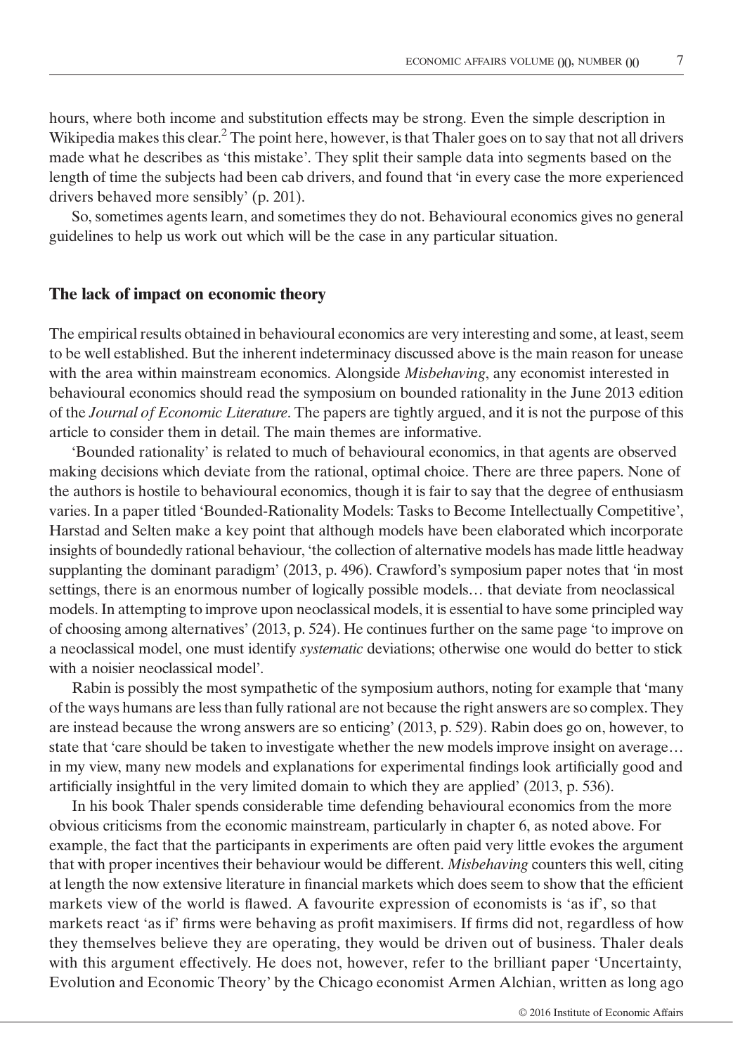hours, where both income and substitution effects may be strong. Even the simple description in Wikipedia makes this clear.[2] The point here, however, is that Thaler goes on to say that not all drivers made what he describes as 'this mistake'. They split their sample data into segments based on the length of time the subjects had been cab drivers, and found that 'in every case the more experienced drivers behaved more sensibly' (p. 201).

So, sometimes agents learn, and sometimes they do not. Behavioural economics gives no general guidelines to help us work out which will be the case in any particular situation.

## The lack of impact on economic theory

The empirical results obtained in behavioural economics are very interesting and some, at least, seem to be well established. But the inherent indeterminacy discussed above is the main reason for unease with the area within mainstream economics. Alongside *Misbehaving*, any economist interested in behavioural economics should read the symposium on bounded rationality in the June 2013 edition of the *Journal of Economic Literature*. The papers are tightly argued, and it is not the purpose of this article to consider them in detail. The main themes are informative.

'Bounded rationality' is related to much of behavioural economics, in that agents are observed making decisions which deviate from the rational, optimal choice. There are three papers. None of the authors is hostile to behavioural economics, though it is fair to say that the degree of enthusiasm varies. In a paper titled 'Bounded-Rationality Models: Tasks to Become Intellectually Competitive', Harstad and Selten make a key point that although models have been elaborated which incorporate insights of boundedly rational behaviour, 'the collection of alternative models has made little headway supplanting the dominant paradigm' (2013, p. 496). Crawford's symposium paper notes that 'in most settings, there is an enormous number of logically possible models… that deviate from neoclassical models. In attempting to improve upon neoclassical models, it is essential to have some principled way of choosing among alternatives' (2013, p. 524). He continues further on the same page 'to improve on a neoclassical model, one must identify *systematic* deviations; otherwise one would do better to stick with a noisier neoclassical model'.

Rabin is possibly the most sympathetic of the symposium authors, noting for example that 'many of the ways humans are less than fully rational are not because the right answers are so complex. They are instead because the wrong answers are so enticing' (2013, p. 529). Rabin does go on, however, to state that 'care should be taken to investigate whether the new models improve insight on average… in my view, many new models and explanations for experimental findings look artificially good and artificially insightful in the very limited domain to which they are applied' (2013, p. 536).

In his book Thaler spends considerable time defending behavioural economics from the more obvious criticisms from the economic mainstream, particularly in chapter 6, as noted above. For example, the fact that the participants in experiments are often paid very little evokes the argument that with proper incentives their behaviour would be different. *Misbehaving* counters this well, citing at length the now extensive literature in financial markets which does seem to show that the efficient markets view of the world is flawed. A favourite expression of economists is 'as if', so that markets react 'as if' firms were behaving as profit maximisers. If firms did not, regardless of how they themselves believe they are operating, they would be driven out of business. Thaler deals with this argument effectively. He does not, however, refer to the brilliant paper 'Uncertainty, Evolution and Economic Theory' by the Chicago economist Armen Alchian, written as long ago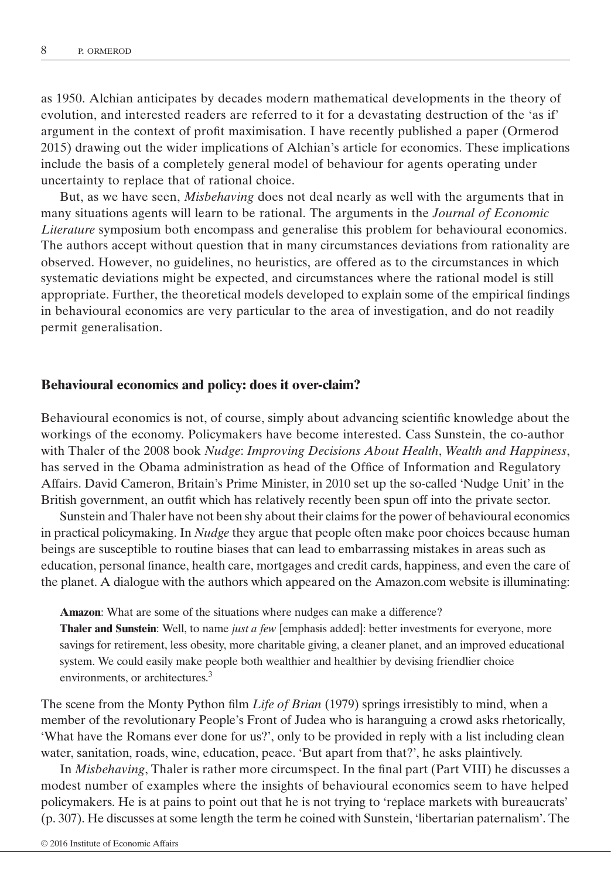as 1950. Alchian anticipates by decades modern mathematical developments in the theory of evolution, and interested readers are referred to it for a devastating destruction of the 'as if' argument in the context of profit maximisation. I have recently published a paper (Ormerod 2015) drawing out the wider implications of Alchian's article for economics. These implications include the basis of a completely general model of behaviour for agents operating under uncertainty to replace that of rational choice.

But, as we have seen, *Misbehaving* does not deal nearly as well with the arguments that in many situations agents will learn to be rational. The arguments in the *Journal of Economic Literature* symposium both encompass and generalise this problem for behavioural economics. The authors accept without question that in many circumstances deviations from rationality are observed. However, no guidelines, no heuristics, are offered as to the circumstances in which systematic deviations might be expected, and circumstances where the rational model is still appropriate. Further, the theoretical models developed to explain some of the empirical findings in behavioural economics are very particular to the area of investigation, and do not readily permit generalisation.

## Behavioural economics and policy: does it over-claim?

Behavioural economics is not, of course, simply about advancing scientific knowledge about the workings of the economy. Policymakers have become interested. Cass Sunstein, the co-author with Thaler of the 2008 book *Nudge*: *Improving Decisions About Health*, *Wealth and Happiness*, has served in the Obama administration as head of the Office of Information and Regulatory Affairs. David Cameron, Britain's Prime Minister, in 2010 set up the so-called 'Nudge Unit' in the British government, an outfit which has relatively recently been spun off into the private sector.

Sunstein and Thaler have not been shy about their claims for the power of behavioural economics in practical policymaking. In *Nudge* they argue that people often make poor choices because human beings are susceptible to routine biases that can lead to embarrassing mistakes in areas such as education, personal finance, health care, mortgages and credit cards, happiness, and even the care of the planet. A dialogue with the authors which appeared on the Amazon.com website is illuminating:

> **Amazon**: What are some of the situations where nudges can make a difference?
> **Thaler and Sunstein**: Well, to name *just a few* [emphasis added]: better investments for everyone, more savings for retirement, less obesity, more charitable giving, a cleaner planet, and an improved educational system. We could easily make people both wealthier and healthier by devising friendlier choice environments, or architectures.[3]

The scene from the Monty Python film *Life of Brian* (1979) springs irresistibly to mind, when a member of the revolutionary People's Front of Judea who is haranguing a crowd asks rhetorically, 'What have the Romans ever done for us?', only to be provided in reply with a list including clean water, sanitation, roads, wine, education, peace. 'But apart from that?', he asks plaintively.

In *Misbehaving*, Thaler is rather more circumspect. In the final part (Part VIII) he discusses a modest number of examples where the insights of behavioural economics seem to have helped policymakers. He is at pains to point out that he is not trying to 'replace markets with bureaucrats' (p. 307). He discusses at some length the term he coined with Sunstein, 'libertarian paternalism'. The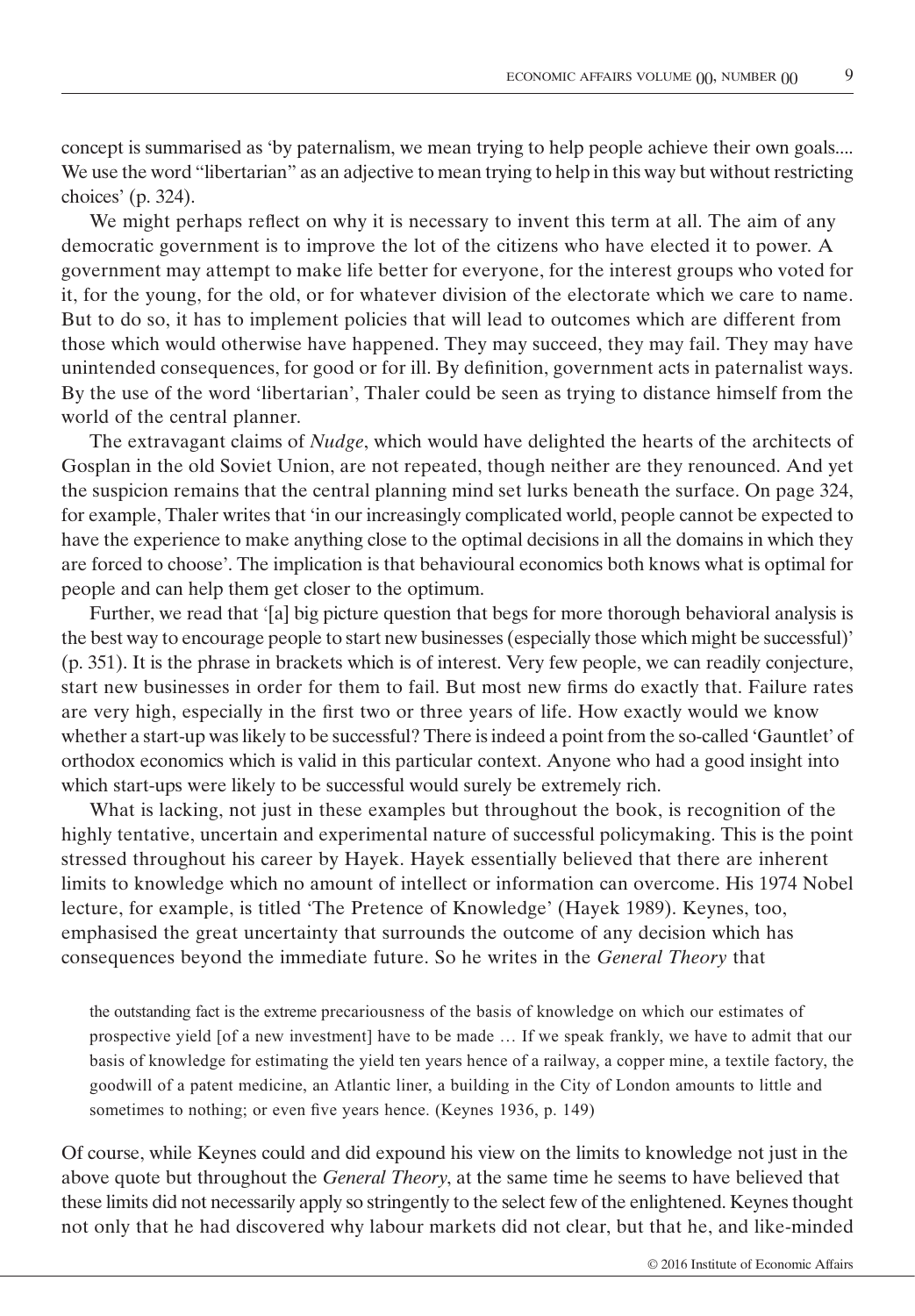concept is summarised as 'by paternalism, we mean trying to help people achieve their own goals.... We use the word "libertarian" as an adjective to mean trying to help in this way but without restricting choices' (p. 324).

We might perhaps reflect on why it is necessary to invent this term at all. The aim of any democratic government is to improve the lot of the citizens who have elected it to power. A government may attempt to make life better for everyone, for the interest groups who voted for it, for the young, for the old, or for whatever division of the electorate which we care to name. But to do so, it has to implement policies that will lead to outcomes which are different from those which would otherwise have happened. They may succeed, they may fail. They may have unintended consequences, for good or for ill. By definition, government acts in paternalist ways. By the use of the word 'libertarian', Thaler could be seen as trying to distance himself from the world of the central planner.

The extravagant claims of *Nudge*, which would have delighted the hearts of the architects of Gosplan in the old Soviet Union, are not repeated, though neither are they renounced. And yet the suspicion remains that the central planning mind set lurks beneath the surface. On page 324, for example, Thaler writes that 'in our increasingly complicated world, people cannot be expected to have the experience to make anything close to the optimal decisions in all the domains in which they are forced to choose'. The implication is that behavioural economics both knows what is optimal for people and can help them get closer to the optimum.

Further, we read that '[a] big picture question that begs for more thorough behavioral analysis is the best way to encourage people to start new businesses (especially those which might be successful)' (p. 351). It is the phrase in brackets which is of interest. Very few people, we can readily conjecture, start new businesses in order for them to fail. But most new firms do exactly that. Failure rates are very high, especially in the first two or three years of life. How exactly would we know whether a start-up was likely to be successful? There is indeed a point from the so-called 'Gauntlet' of orthodox economics which is valid in this particular context. Anyone who had a good insight into which start-ups were likely to be successful would surely be extremely rich.

What is lacking, not just in these examples but throughout the book, is recognition of the highly tentative, uncertain and experimental nature of successful policymaking. This is the point stressed throughout his career by Hayek. Hayek essentially believed that there are inherent limits to knowledge which no amount of intellect or information can overcome. His 1974 Nobel lecture, for example, is titled 'The Pretence of Knowledge' (Hayek 1989). Keynes, too, emphasised the great uncertainty that surrounds the outcome of any decision which has consequences beyond the immediate future. So he writes in the *General Theory* that

> the outstanding fact is the extreme precariousness of the basis of knowledge on which our estimates of prospective yield [of a new investment] have to be made … If we speak frankly, we have to admit that our basis of knowledge for estimating the yield ten years hence of a railway, a copper mine, a textile factory, the goodwill of a patent medicine, an Atlantic liner, a building in the City of London amounts to little and sometimes to nothing; or even five years hence. (Keynes 1936, p. 149)

Of course, while Keynes could and did expound his view on the limits to knowledge not just in the above quote but throughout the *General Theory*, at the same time he seems to have believed that these limits did not necessarily apply so stringently to the select few of the enlightened. Keynes thought not only that he had discovered why labour markets did not clear, but that he, and like-minded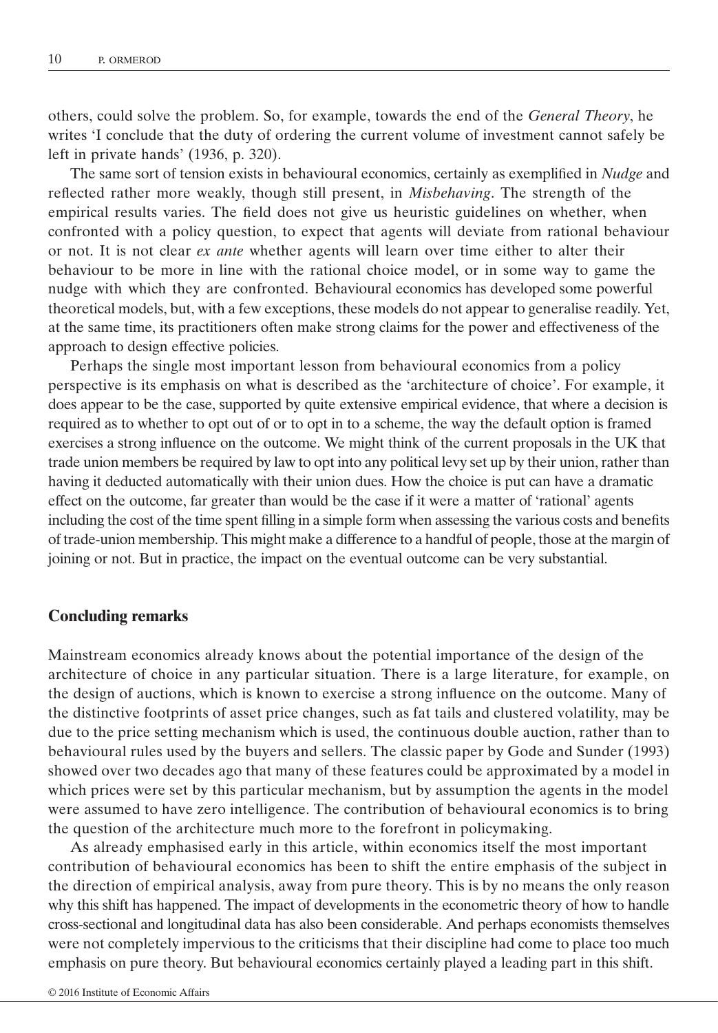others, could solve the problem. So, for example, towards the end of the *General Theory*, he writes 'I conclude that the duty of ordering the current volume of investment cannot safely be left in private hands' (1936, p. 320).

The same sort of tension exists in behavioural economics, certainly as exemplified in *Nudge* and reflected rather more weakly, though still present, in *Misbehaving*. The strength of the empirical results varies. The field does not give us heuristic guidelines on whether, when confronted with a policy question, to expect that agents will deviate from rational behaviour or not. It is not clear *ex ante* whether agents will learn over time either to alter their behaviour to be more in line with the rational choice model, or in some way to game the nudge with which they are confronted. Behavioural economics has developed some powerful theoretical models, but, with a few exceptions, these models do not appear to generalise readily. Yet, at the same time, its practitioners often make strong claims for the power and effectiveness of the approach to design effective policies.

Perhaps the single most important lesson from behavioural economics from a policy perspective is its emphasis on what is described as the 'architecture of choice'. For example, it does appear to be the case, supported by quite extensive empirical evidence, that where a decision is required as to whether to opt out of or to opt in to a scheme, the way the default option is framed exercises a strong influence on the outcome. We might think of the current proposals in the UK that trade union members be required by law to opt into any political levy set up by their union, rather than having it deducted automatically with their union dues. How the choice is put can have a dramatic effect on the outcome, far greater than would be the case if it were a matter of 'rational' agents including the cost of the time spent filling in a simple form when assessing the various costs and benefits of trade-union membership. This might make a difference to a handful of people, those at the margin of joining or not. But in practice, the impact on the eventual outcome can be very substantial.

## Concluding remarks

Mainstream economics already knows about the potential importance of the design of the architecture of choice in any particular situation. There is a large literature, for example, on the design of auctions, which is known to exercise a strong influence on the outcome. Many of the distinctive footprints of asset price changes, such as fat tails and clustered volatility, may be due to the price setting mechanism which is used, the continuous double auction, rather than to behavioural rules used by the buyers and sellers. The classic paper by Gode and Sunder (1993) showed over two decades ago that many of these features could be approximated by a model in which prices were set by this particular mechanism, but by assumption the agents in the model were assumed to have zero intelligence. The contribution of behavioural economics is to bring the question of the architecture much more to the forefront in policymaking.

As already emphasised early in this article, within economics itself the most important contribution of behavioural economics has been to shift the entire emphasis of the subject in the direction of empirical analysis, away from pure theory. This is by no means the only reason why this shift has happened. The impact of developments in the econometric theory of how to handle cross-sectional and longitudinal data has also been considerable. And perhaps economists themselves were not completely impervious to the criticisms that their discipline had come to place too much emphasis on pure theory. But behavioural economics certainly played a leading part in this shift.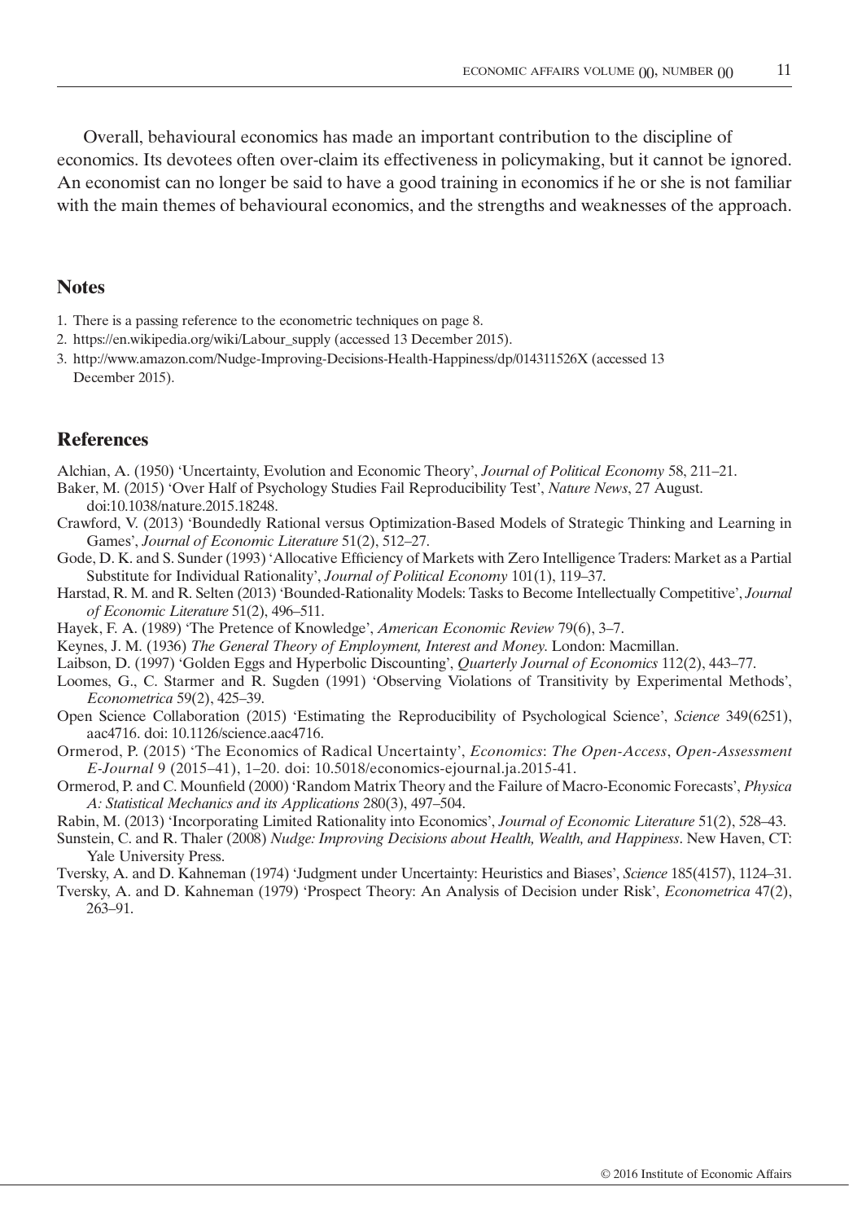Overall, behavioural economics has made an important contribution to the discipline of economics. Its devotees often over-claim its effectiveness in policymaking, but it cannot be ignored. An economist can no longer be said to have a good training in economics if he or she is not familiar with the main themes of behavioural economics, and the strengths and weaknesses of the approach.

## Notes

1. There is a passing reference to the econometric techniques on page 8.
2. https://en.wikipedia.org/wiki/Labour_supply (accessed 13 December 2015).
3. http://www.amazon.com/Nudge-Improving-Decisions-Health-Happiness/dp/014311526X (accessed 13 December 2015).

## References

Alchian, A. (1950) 'Uncertainty, Evolution and Economic Theory', *Journal of Political Economy* 58, 211–21.

Baker, M. (2015) 'Over Half of Psychology Studies Fail Reproducibility Test', *Nature News*, 27 August. doi:10.1038/nature.2015.18248.

Crawford, V. (2013) 'Boundedly Rational versus Optimization-Based Models of Strategic Thinking and Learning in Games', *Journal of Economic Literature* 51(2), 512–27.

Gode, D. K. and S. Sunder (1993) 'Allocative Efficiency of Markets with Zero Intelligence Traders: Market as a Partial Substitute for Individual Rationality', *Journal of Political Economy* 101(1), 119–37.

Harstad, R. M. and R. Selten (2013) 'Bounded-Rationality Models: Tasks to Become Intellectually Competitive', *Journal of Economic Literature* 51(2), 496–511.

Hayek, F. A. (1989) 'The Pretence of Knowledge', *American Economic Review* 79(6), 3–7.

Keynes, J. M. (1936) *The General Theory of Employment, Interest and Money*. London: Macmillan.

Laibson, D. (1997) 'Golden Eggs and Hyperbolic Discounting', *Quarterly Journal of Economics* 112(2), 443–77.

Loomes, G., C. Starmer and R. Sugden (1991) 'Observing Violations of Transitivity by Experimental Methods', *Econometrica* 59(2), 425–39.

Open Science Collaboration (2015) 'Estimating the Reproducibility of Psychological Science', *Science* 349(6251), aac4716. doi: 10.1126/science.aac4716.

Ormerod, P. (2015) 'The Economics of Radical Uncertainty', *Economics*: *The Open-Access*, *Open-Assessment E-Journal* 9 (2015–41), 1–20. doi: 10.5018/economics-ejournal.ja.2015-41.

Ormerod, P. and C. Mounfield (2000) 'Random Matrix Theory and the Failure of Macro-Economic Forecasts', *Physica A: Statistical Mechanics and its Applications* 280(3), 497–504.

Rabin, M. (2013) 'Incorporating Limited Rationality into Economics', *Journal of Economic Literature* 51(2), 528–43.

Sunstein, C. and R. Thaler (2008) *Nudge: Improving Decisions about Health, Wealth, and Happiness*. New Haven, CT: Yale University Press.

Tversky, A. and D. Kahneman (1974) 'Judgment under Uncertainty: Heuristics and Biases', *Science* 185(4157), 1124–31.

Tversky, A. and D. Kahneman (1979) 'Prospect Theory: An Analysis of Decision under Risk', *Econometrica* 47(2), 263–91.